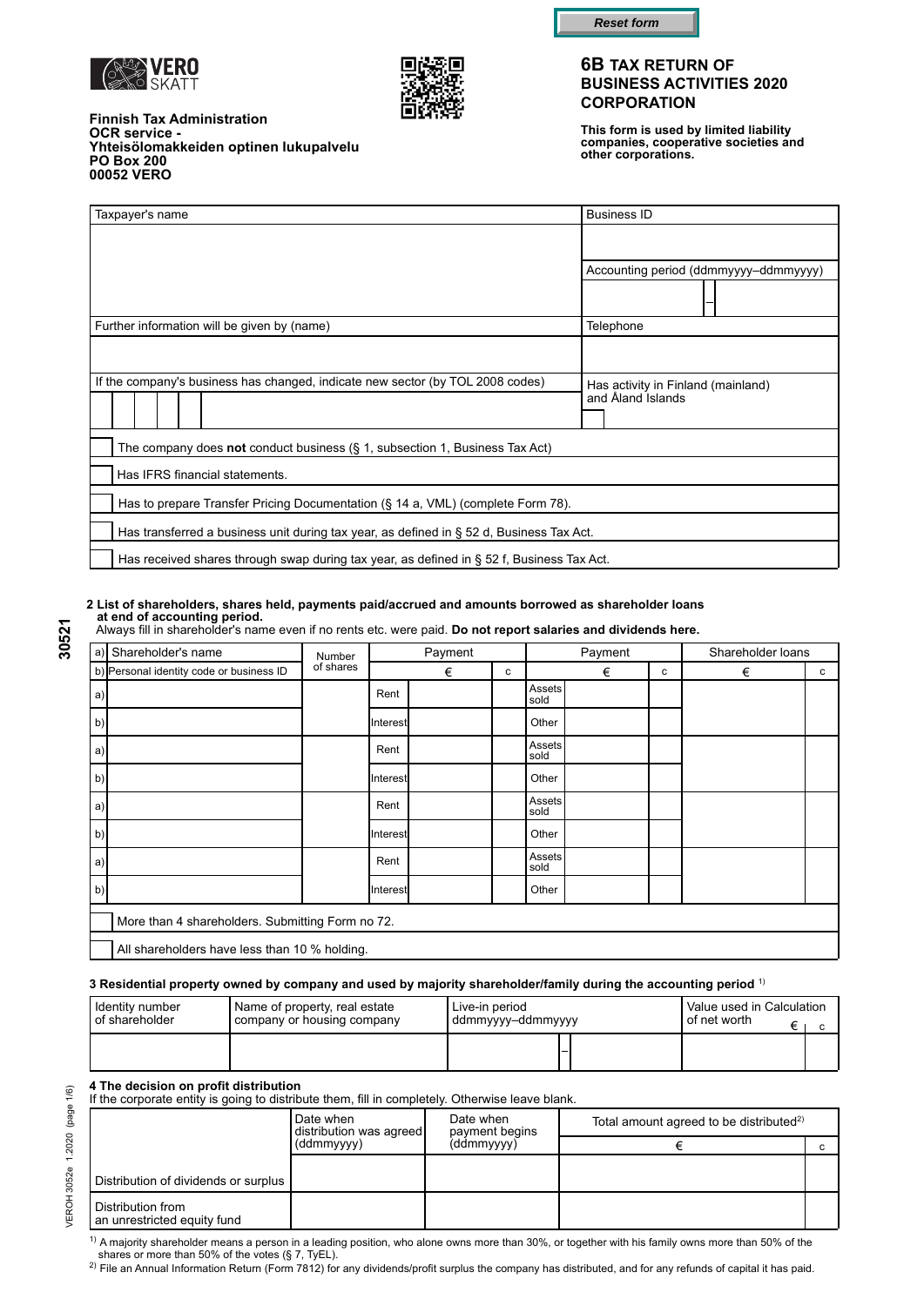Reset form

VERO SKATT

Finnish Tax Administration
OCR service -
Yhteisölomakkeiden optinen lukupalvelu
PO Box 200
00052 VERO

# 6B TAX RETURN OF BUSINESS ACTIVITIES 2020 CORPORATION

**This form is used by limited liability companies, cooperative societies and other corporations.**

| Taxpayer's name | Business ID |
|---|---|
| | Accounting period (ddmmyyyy–ddmmyyyy) |
| | – |
| Further information will be given by (name) | Telephone |
| | |
| If the company's business has changed, indicate new sector (by TOL 2008 codes) | Has activity in Finland (mainland) and Åland Islands |

- [ ] The company does **not** conduct business (§ 1, subsection 1, Business Tax Act)
- [ ] Has IFRS financial statements.
- [ ] Has to prepare Transfer Pricing Documentation (§ 14 a, VML) (complete Form 78).
- [ ] Has transferred a business unit during tax year, as defined in § 52 d, Business Tax Act.
- [ ] Has received shares through swap during tax year, as defined in § 52 f, Business Tax Act.

30521

## 2 List of shareholders, shares held, payments paid/accrued and amounts borrowed as shareholder loans at end of accounting period.

Always fill in shareholder's name even if no rents etc. were paid. **Do not report salaries and dividends here.**

| a) Shareholder's name / b) Personal identity code or business ID | Number of shares | Payment | € | c | Payment | € | c | Shareholder loans € | c |
|---|---|---|---|---|---|---|---|---|---|
| a) | | Rent | | | Assets sold | | | | |
| b) | | Interest | | | Other | | | | |
| a) | | Rent | | | Assets sold | | | | |
| b) | | Interest | | | Other | | | | |
| a) | | Rent | | | Assets sold | | | | |
| b) | | Interest | | | Other | | | | |
| a) | | Rent | | | Assets sold | | | | |
| b) | | Interest | | | Other | | | | |

- [ ] More than 4 shareholders. Submitting Form no 72.
- [ ] All shareholders have less than 10 % holding.

## 3 Residential property owned by company and used by majority shareholder/family during the accounting period [1]

| Identity number of shareholder | Name of property, real estate company or housing company | Live-in period ddmmyyyy–ddmmyyyy | Value used in Calculation of net worth € | c |
|---|---|---|---|---|
| | | – | | |

## 4 The decision on profit distribution

If the corporate entity is going to distribute them, fill in completely. Otherwise leave blank.

| | Date when distribution was agreed (ddmmyyyy) | Date when payment begins (ddmmyyyy) | Total amount agreed to be distributed[2] € | c |
|---|---|---|---|---|
| Distribution of dividends or surplus | | | | |
| Distribution from an unrestricted equity fund | | | | |

[1] A majority shareholder means a person in a leading position, who alone owns more than 30%, or together with his family owns more than 50% of the shares or more than 50% of the votes (§ 7, TyEL).

[2] File an Annual Information Return (Form 7812) for any dividends/profit surplus the company has distributed, and for any refunds of capital it has paid.

VEROH 3052e 1.2020 (page 1/6)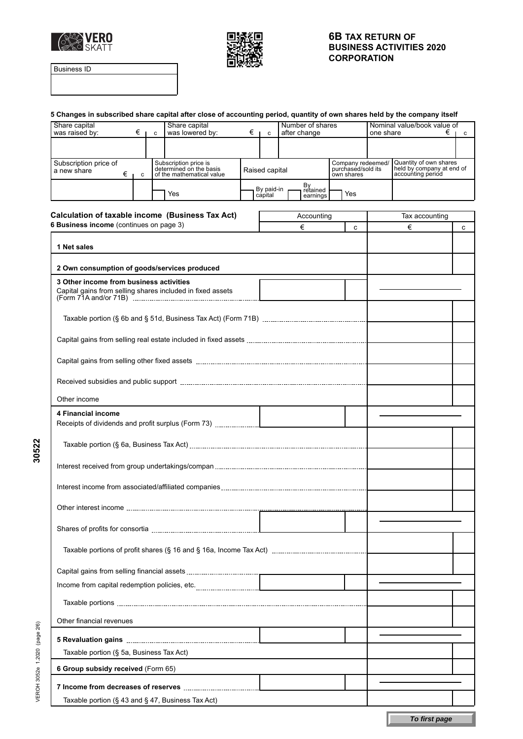VERO SKATT

# 6B TAX RETURN OF BUSINESS ACTIVITIES 2020 CORPORATION

| Business ID |
|---|
| |

### 5 Changes in subscribed share capital after close of accounting period, quantity of own shares held by the company itself

| Share capital was raised by: € | c | Share capital was lowered by: € | c | Number of shares after change | Nominal value/book value of one share € | c |
|---|---|---|---|---|---|---|
| | | | | | | |

| Subscription price of a new share € | c | Subscription price is determined on the basis of the mathematical value | Raised capital | | Company redeemed/ purchased/sold its own shares | Quantity of own shares held by company at end of accounting period |
|---|---|---|---|---|---|---|
| | | Yes | By paid-in capital | By retained earnings | Yes | |

## Calculation of taxable income (Business Tax Act)

### 6 Business income (continues on page 3)

| | Accounting € | c | Tax accounting € | c |
|---|---|---|---|---|
| **1 Net sales** | | | | |
| **2 Own consumption of goods/services produced** | | | | |
| **3 Other income from business activities** | | | | |
| Capital gains from selling shares included in fixed assets (Form 71A and/or 71B) | | | | |
| Taxable portion (§ 6b and § 51d, Business Tax Act) (Form 71B) | | | | |
| Capital gains from selling real estate included in fixed assets | | | | |
| Capital gains from selling other fixed assets | | | | |
| Received subsidies and public support | | | | |
| Other income | | | | |
| **4 Financial income** | | | | |
| Receipts of dividends and profit surplus (Form 73) | | | | |
| Taxable portion (§ 6a, Business Tax Act) | | | | |
| Interest received from group undertakings/compan | | | | |
| Interest income from associated/affiliated companies | | | | |
| Other interest income | | | | |
| Shares of profits for consortia | | | | |
| Taxable portions of profit shares (§ 16 and § 16a, Income Tax Act) | | | | |
| Capital gains from selling financial assets | | | | |
| Income from capital redemption policies, etc. | | | | |
| Taxable portions | | | | |
| Other financial revenues | | | | |
| **5 Revaluation gains** | | | | |
| Taxable portion (§ 5a, Business Tax Act) | | | | |
| **6 Group subsidy received** (Form 65) | | | | |
| **7 Income from decreases of reserves** | | | | |
| Taxable portion (§ 43 and § 47, Business Tax Act) | | | | |

30522

VEROH 3052e 1.2020

*To first page*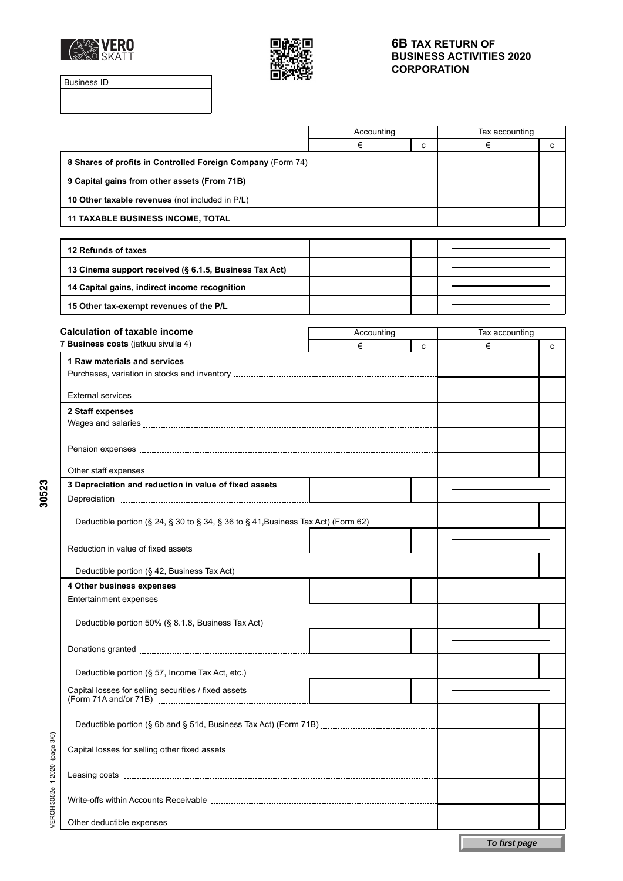Business ID

## 6B TAX RETURN OF BUSINESS ACTIVITIES 2020 CORPORATION

| | Accounting | | Tax accounting | |
|---|---|---|---|---|
| | € | c | € | c |
| **8 Shares of profits in Controlled Foreign Company** (Form 74) | | | | |
| **9 Capital gains from other assets (From 71B)** | | | | |
| **10 Other taxable revenues** (not included in P/L) | | | | |
| **11 TAXABLE BUSINESS INCOME, TOTAL** | | | | |

| | Accounting | | Tax accounting | |
|---|---|---|---|---|
| **12 Refunds of taxes** | | | | |
| **13 Cinema support received (§ 6.1.5, Business Tax Act)** | | | | |
| **14 Capital gains, indirect income recognition** | | | | |
| **15 Other tax-exempt revenues of the P/L** | | | | |

### Calculation of taxable income

| **7 Business costs** (jatkuu sivulla 4) | Accounting | | Tax accounting | |
|---|---|---|---|---|
| | € | c | € | c |
| **1 Raw materials and services** | | | | |
| Purchases, variation in stocks and inventory | | | | |
| External services | | | | |
| **2 Staff expenses** | | | | |
| Wages and salaries | | | | |
| Pension expenses | | | | |
| Other staff expenses | | | | |
| **3 Depreciation and reduction in value of fixed assets** | | | | |
| Depreciation | | | | |
| Deductible portion (§ 24, § 30 to § 34, § 36 to § 41,Business Tax Act) (Form 62) | | | | |
| Reduction in value of fixed assets | | | | |
| Deductible portion (§ 42, Business Tax Act) | | | | |
| **4 Other business expenses** | | | | |
| Entertainment expenses | | | | |
| Deductible portion 50% (§ 8.1.8, Business Tax Act) | | | | |
| Donations granted | | | | |
| Deductible portion (§ 57, Income Tax Act, etc.) | | | | |
| Capital losses for selling securities / fixed assets (Form 71A and/or 71B) | | | | |
| Deductible portion (§ 6b and § 51d, Business Tax Act) (Form 71B) | | | | |
| Capital losses for selling other fixed assets | | | | |
| Leasing costs | | | | |
| Write-offs within Accounts Receivable | | | | |
| Other deductible expenses | | | | |

*To first page*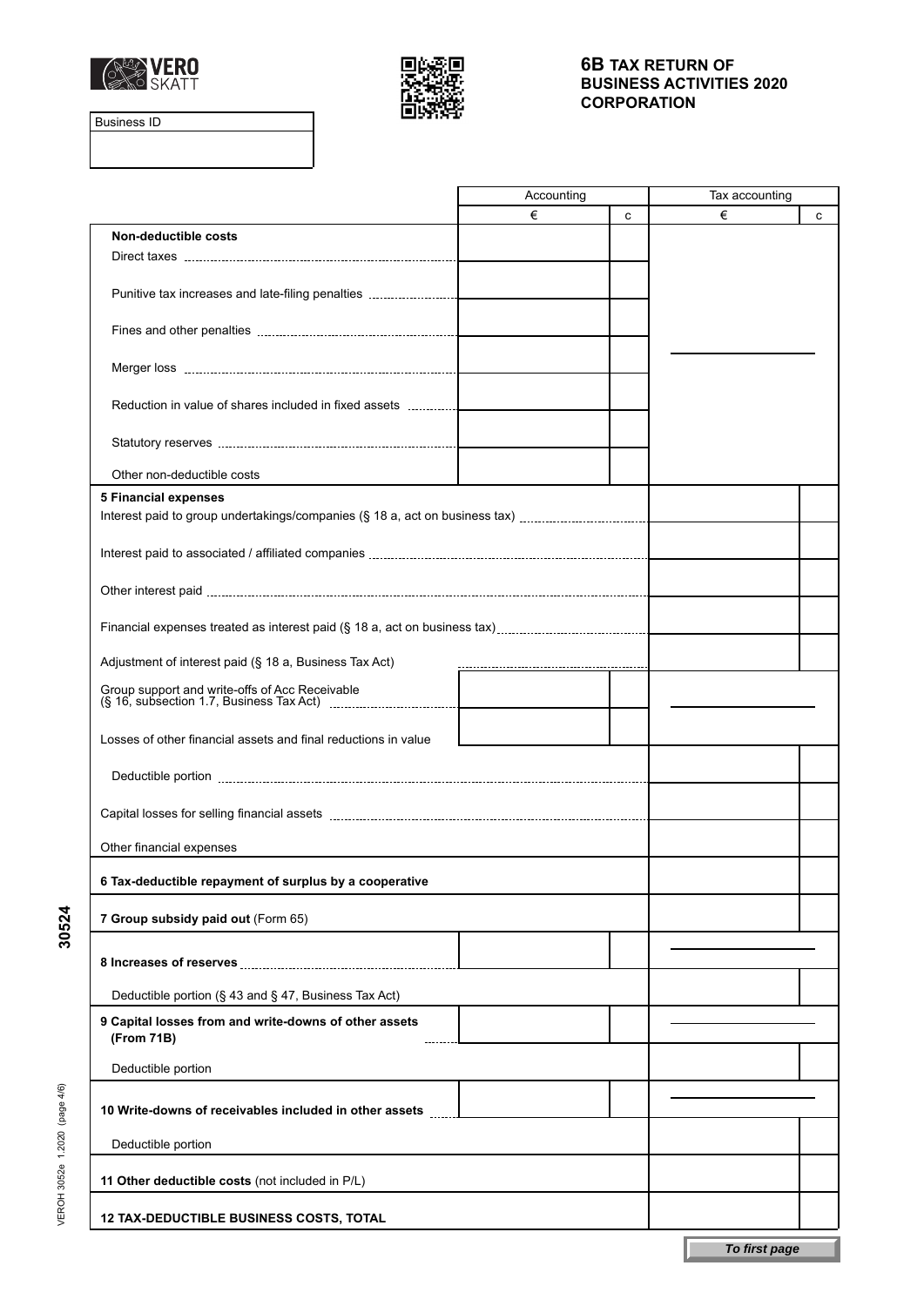**VERO SKATT**

**6B TAX RETURN OF BUSINESS ACTIVITIES 2020 CORPORATION**

| Business ID |
|---|
| |

| | Accounting | | Tax accounting | |
|---|---|---|---|---|
| | € | c | € | c |
| **Non-deductible costs** | | | | |
| Direct taxes | | | | |
| Punitive tax increases and late-filing penalties | | | | |
| Fines and other penalties | | | | |
| Merger loss | | | | |
| Reduction in value of shares included in fixed assets | | | | |
| Statutory reserves | | | | |
| Other non-deductible costs | | | | |
| **5 Financial expenses** | | | | |
| Interest paid to group undertakings/companies (§ 18 a, act on business tax) | | | | |
| Interest paid to associated / affiliated companies | | | | |
| Other interest paid | | | | |
| Financial expenses treated as interest paid (§ 18 a, act on business tax) | | | | |
| Adjustment of interest paid (§ 18 a, Business Tax Act) | | | | |
| Group support and write-offs of Acc Receivable (§ 16, subsection 1.7, Business Tax Act) | | | | |
| Losses of other financial assets and final reductions in value | | | | |
| Deductible portion | | | | |
| Capital losses for selling financial assets | | | | |
| Other financial expenses | | | | |
| **6 Tax-deductible repayment of surplus by a cooperative** | | | | |
| **7 Group subsidy paid out** (Form 65) | | | | |
| **8 Increases of reserves** | | | | |
| Deductible portion (§ 43 and § 47, Business Tax Act) | | | | |
| **9 Capital losses from and write-downs of other assets (From 71B)** | | | | |
| Deductible portion | | | | |
| **10 Write-downs of receivables included in other assets** | | | | |
| Deductible portion | | | | |
| **11 Other deductible costs** (not included in P/L) | | | | |
| **12 TAX-DEDUCTIBLE BUSINESS COSTS, TOTAL** | | | | |

30524

VEROH 3052e 1.2020 (page 4/6)

*To first page*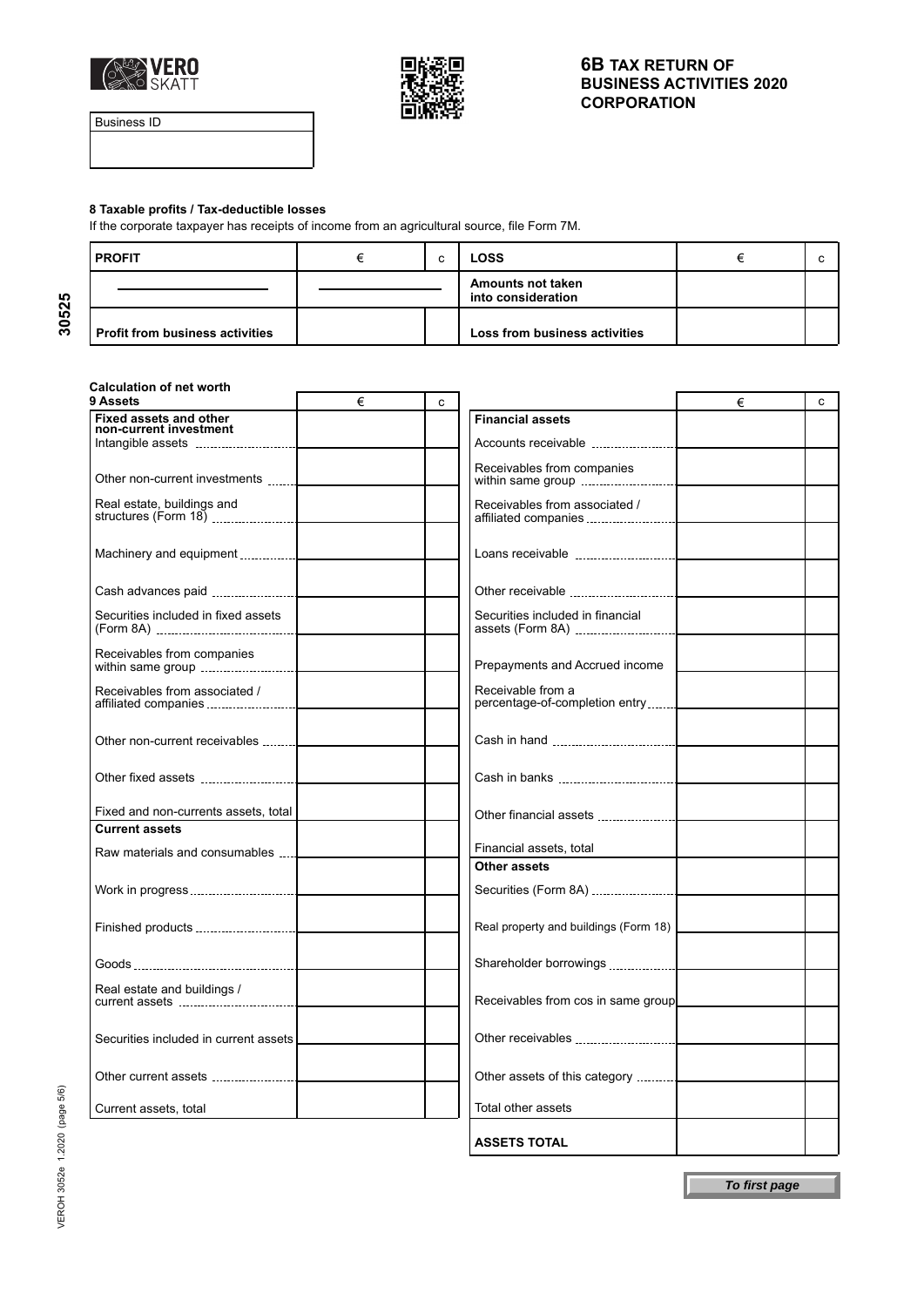VERO SKATT

# 6B TAX RETURN OF BUSINESS ACTIVITIES 2020 CORPORATION

| Business ID |
| --- |
| |

### 8 Taxable profits / Tax-deductible losses

If the corporate taxpayer has receipts of income from an agricultural source, file Form 7M.

| PROFIT | € | c | LOSS | € | c |
| --- | --- | --- | --- | --- | --- |
| | | | Amounts not taken into consideration | | |
| Profit from business activities | | | Loss from business activities | | |

### Calculation of net worth

| 9 Assets | € | c | | € | c |
| --- | --- | --- | --- | --- | --- |
| **Fixed assets and other non-current investment** | | | **Financial assets** | | |
| Intangible assets | | | Accounts receivable | | |
| Other non-current investments | | | Receivables from companies within same group | | |
| Real estate, buildings and structures (Form 18) | | | Receivables from associated / affiliated companies | | |
| Machinery and equipment | | | Loans receivable | | |
| Cash advances paid | | | Other receivable | | |
| Securities included in fixed assets (Form 8A) | | | Securities included in financial assets (Form 8A) | | |
| Receivables from companies within same group | | | Prepayments and Accrued income | | |
| Receivables from associated / affiliated companies | | | Receivable from a percentage-of-completion entry | | |
| Other non-current receivables | | | Cash in hand | | |
| Other fixed assets | | | Cash in banks | | |
| Fixed and non-currents assets, total | | | Other financial assets | | |
| **Current assets** | | | | | |
| Raw materials and consumables | | | Financial assets, total | | |
| | | | **Other assets** | | |
| Work in progress | | | Securities (Form 8A) | | |
| Finished products | | | Real property and buildings (Form 18) | | |
| Goods | | | Shareholder borrowings | | |
| Real estate and buildings / current assets | | | Receivables from cos in same group | | |
| Securities included in current assets | | | Other receivables | | |
| Other current assets | | | Other assets of this category | | |
| Current assets, total | | | Total other assets | | |
| | | | **ASSETS TOTAL** | | |

*To first page*

30525

VEROH 3052e 1.2020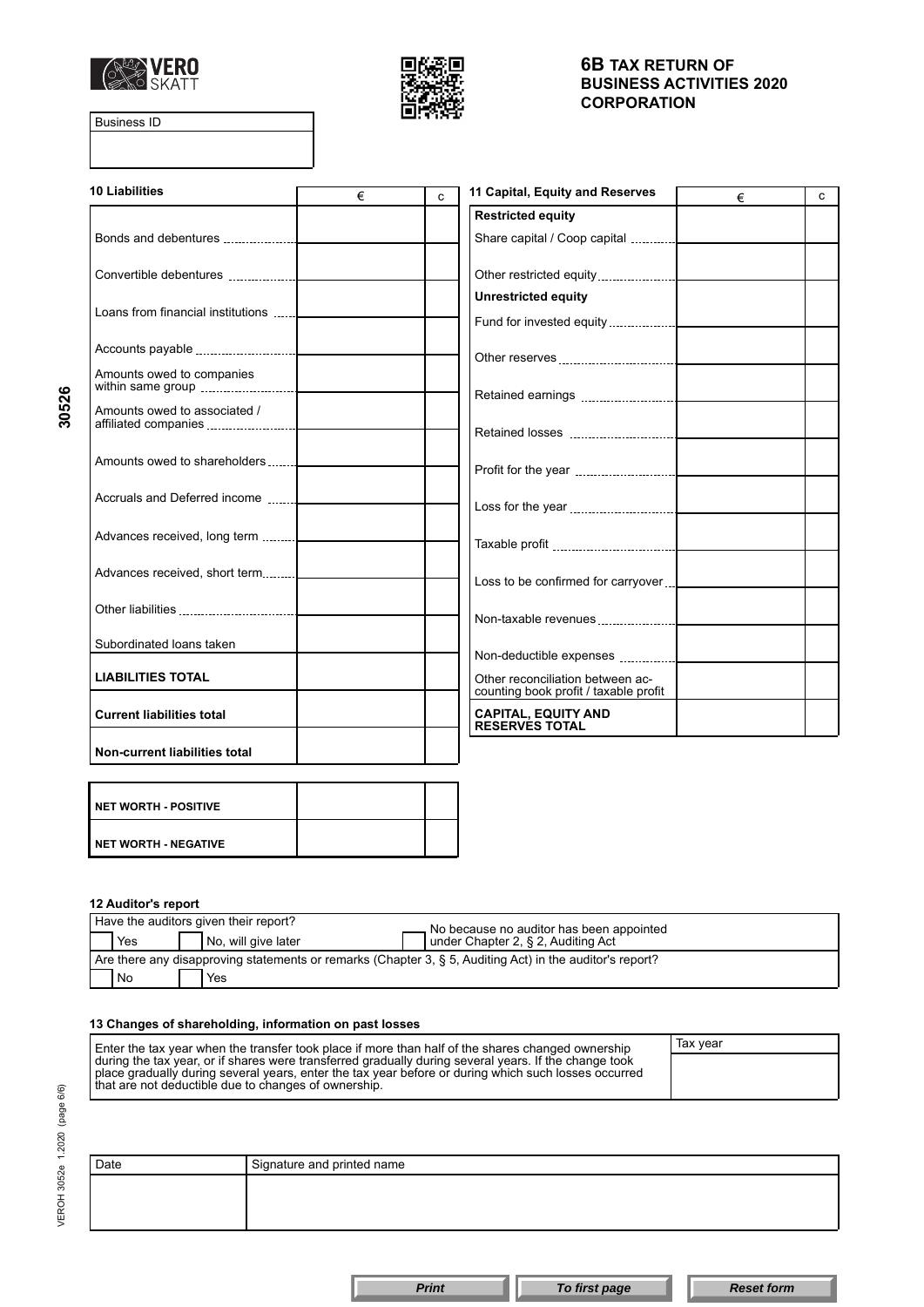**6B TAX RETURN OF BUSINESS ACTIVITIES 2020 CORPORATION**

| Business ID |
| --- |
| |

| 10 Liabilities | € | c |
| --- | --- | --- |
| Bonds and debentures | | |
| Convertible debentures | | |
| Loans from financial institutions | | |
| Accounts payable | | |
| Amounts owed to companies within same group | | |
| Amounts owed to associated / affiliated companies | | |
| Amounts owed to shareholders | | |
| Accruals and Deferred income | | |
| Advances received, long term | | |
| Advances received, short term | | |
| Other liabilities | | |
| Subordinated loans taken | | |
| **LIABILITIES TOTAL** | | |
| **Current liabilities total** | | |
| **Non-current liabilities total** | | |

| | | |
| --- | --- | --- |
| **NET WORTH - POSITIVE** | | |
| **NET WORTH - NEGATIVE** | | |

| 11 Capital, Equity and Reserves | € | c |
| --- | --- | --- |
| **Restricted equity** | | |
| Share capital / Coop capital | | |
| Other restricted equity | | |
| **Unrestricted equity** | | |
| Fund for invested equity | | |
| Other reserves | | |
| Retained earnings | | |
| Retained losses | | |
| Profit for the year | | |
| Loss for the year | | |
| Taxable profit | | |
| Loss to be confirmed for carryover | | |
| Non-taxable revenues | | |
| Non-deductible expenses | | |
| Other reconciliation between accounting book profit / taxable profit | | |
| **CAPITAL, EQUITY AND RESERVES TOTAL** | | |

**12 Auditor's report**

Have the auditors given their report?

☐ Yes ☐ No, will give later ☐ No because no auditor has been appointed under Chapter 2, § 2, Auditing Act

Are there any disapproving statements or remarks (Chapter 3, § 5, Auditing Act) in the auditor's report?

☐ No ☐ Yes

**13 Changes of shareholding, information on past losses**

| | Tax year |
| --- | --- |
| Enter the tax year when the transfer took place if more than half of the shares changed ownership during the tax year, or if shares were transferred gradually during several years. If the change took place gradually during several years, enter the tax year before or during which such losses occurred that are not deductible due to changes of ownership. | |

| Date | Signature and printed name |
| --- | --- |
| | |